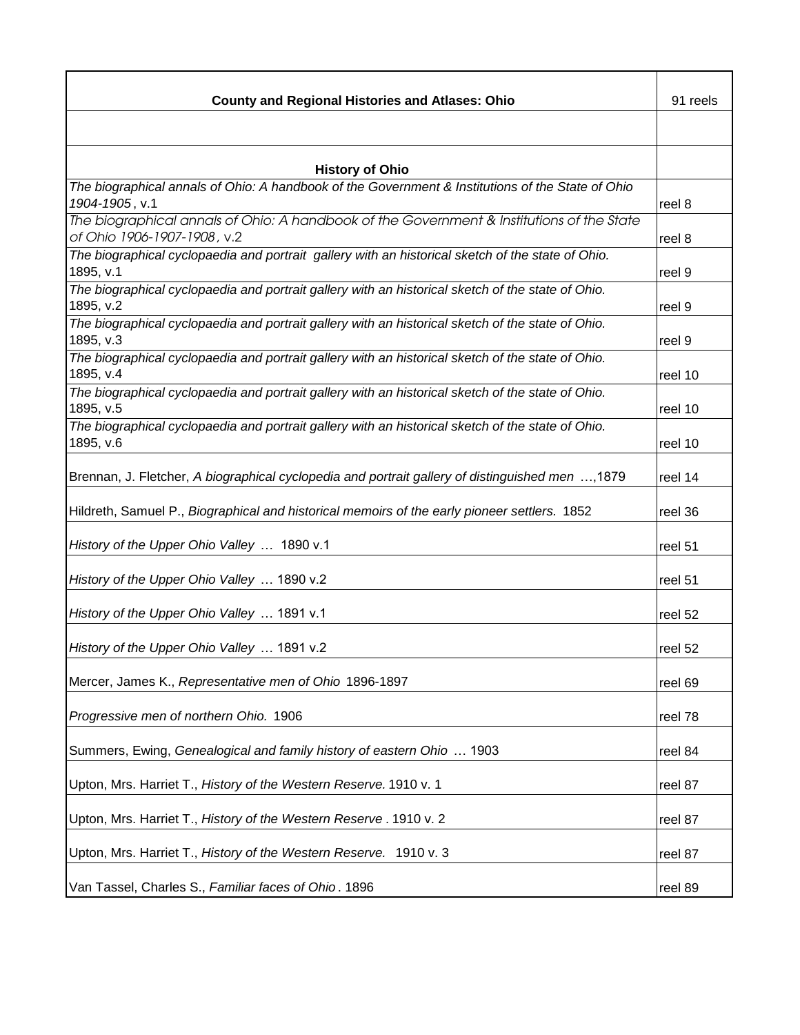| County and Regional Histories and Atlases: Ohio | 91 reels |
| --- | --- |
| | |
| **History of Ohio** | |
| *The biographical annals of Ohio: A handbook of the Government & Institutions of the State of Ohio 1904-1905*, v.1 | reel 8 |
| *The biographical annals of Ohio: A handbook of the Government & Institutions of the State of Ohio 1906-1907-1908*, v.2 | reel 8 |
| *The biographical cyclopaedia and portrait gallery with an historical sketch of the state of Ohio.* 1895, v.1 | reel 9 |
| *The biographical cyclopaedia and portrait gallery with an historical sketch of the state of Ohio.* 1895, v.2 | reel 9 |
| *The biographical cyclopaedia and portrait gallery with an historical sketch of the state of Ohio.* 1895, v.3 | reel 9 |
| *The biographical cyclopaedia and portrait gallery with an historical sketch of the state of Ohio.* 1895, v.4 | reel 10 |
| *The biographical cyclopaedia and portrait gallery with an historical sketch of the state of Ohio.* 1895, v.5 | reel 10 |
| *The biographical cyclopaedia and portrait gallery with an historical sketch of the state of Ohio.* 1895, v.6 | reel 10 |
| Brennan, J. Fletcher, *A biographical cyclopedia and portrait gallery of distinguished men …*,1879 | reel 14 |
| Hildreth, Samuel P., *Biographical and historical memoirs of the early pioneer settlers.* 1852 | reel 36 |
| *History of the Upper Ohio Valley …* 1890 v.1 | reel 51 |
| *History of the Upper Ohio Valley …* 1890 v.2 | reel 51 |
| *History of the Upper Ohio Valley …* 1891 v.1 | reel 52 |
| *History of the Upper Ohio Valley …* 1891 v.2 | reel 52 |
| Mercer, James K., *Representative men of Ohio* 1896-1897 | reel 69 |
| *Progressive men of northern Ohio.* 1906 | reel 78 |
| Summers, Ewing, *Genealogical and family history of eastern Ohio …* 1903 | reel 84 |
| Upton, Mrs. Harriet T., *History of the Western Reserve.* 1910 v. 1 | reel 87 |
| Upton, Mrs. Harriet T., *History of the Western Reserve .* 1910 v. 2 | reel 87 |
| Upton, Mrs. Harriet T., *History of the Western Reserve.* 1910 v. 3 | reel 87 |
| Van Tassel, Charles S., *Familiar faces of Ohio*. 1896 | reel 89 |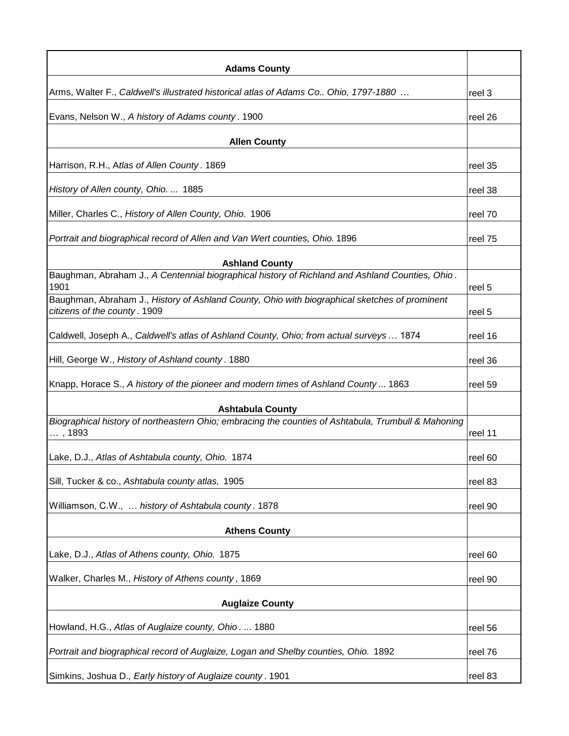| **Adams County** | |
|---|---|
| Arms, Walter F., *Caldwell's illustrated historical atlas of Adams Co.. Ohio, 1797-1880 …* | reel 3 |
| Evans, Nelson W., *A history of Adams county*. 1900 | reel 26 |
| **Allen County** | |
| Harrison, R.H., A*tlas of Allen County*. 1869 | reel 35 |
| *History of Allen county, Ohio. ...* 1885 | reel 38 |
| Miller, Charles C., *History of Allen County, Ohio.* 1906 | reel 70 |
| *Portrait and biographical record of Allen and Van Wert counties, Ohio.* 1896 | reel 75 |
| **Ashland County** | |
| Baughman, Abraham J., *A Centennial biographical history of Richland and Ashland Counties, Ohio*. 1901 | reel 5 |
| Baughman, Abraham J., *History of Ashland County, Ohio with biographical sketches of prominent citizens of the county*. 1909 | reel 5 |
| Caldwell, Joseph A., *Caldwell's atlas of Ashland County, Ohio; from actual surveys* … 1874 | reel 16 |
| Hill, George W., *History of Ashland county*. 1880 | reel 36 |
| Knapp, Horace S., *A history of the pioneer and modern times of Ashland County* ... 1863 | reel 59 |
| **Ashtabula County** | |
| *Biographical history of northeastern Ohio; embracing the counties of Ashtabula, Trumbull & Mahoning …* , 1893 | reel 11 |
| Lake, D.J., *Atlas of Ashtabula county, Ohio.* 1874 | reel 60 |
| Sill, Tucker & co., *Ashtabula county atlas,* 1905 | reel 83 |
| Williamson, C.W., … *history of Ashtabula county*. 1878 | reel 90 |
| **Athens County** | |
| Lake, D.J., *Atlas of Athens county, Ohio.* 1875 | reel 60 |
| Walker, Charles M., *History of Athens county*, 1869 | reel 90 |
| **Auglaize County** | |
| Howland, H.G., *Atlas of Auglaize county, Ohio*. ... 1880 | reel 56 |
| *Portrait and biographical record of Auglaize, Logan and Shelby counties, Ohio.* 1892 | reel 76 |
| Simkins, Joshua D.*, Early history of Auglaize county*. 1901 | reel 83 |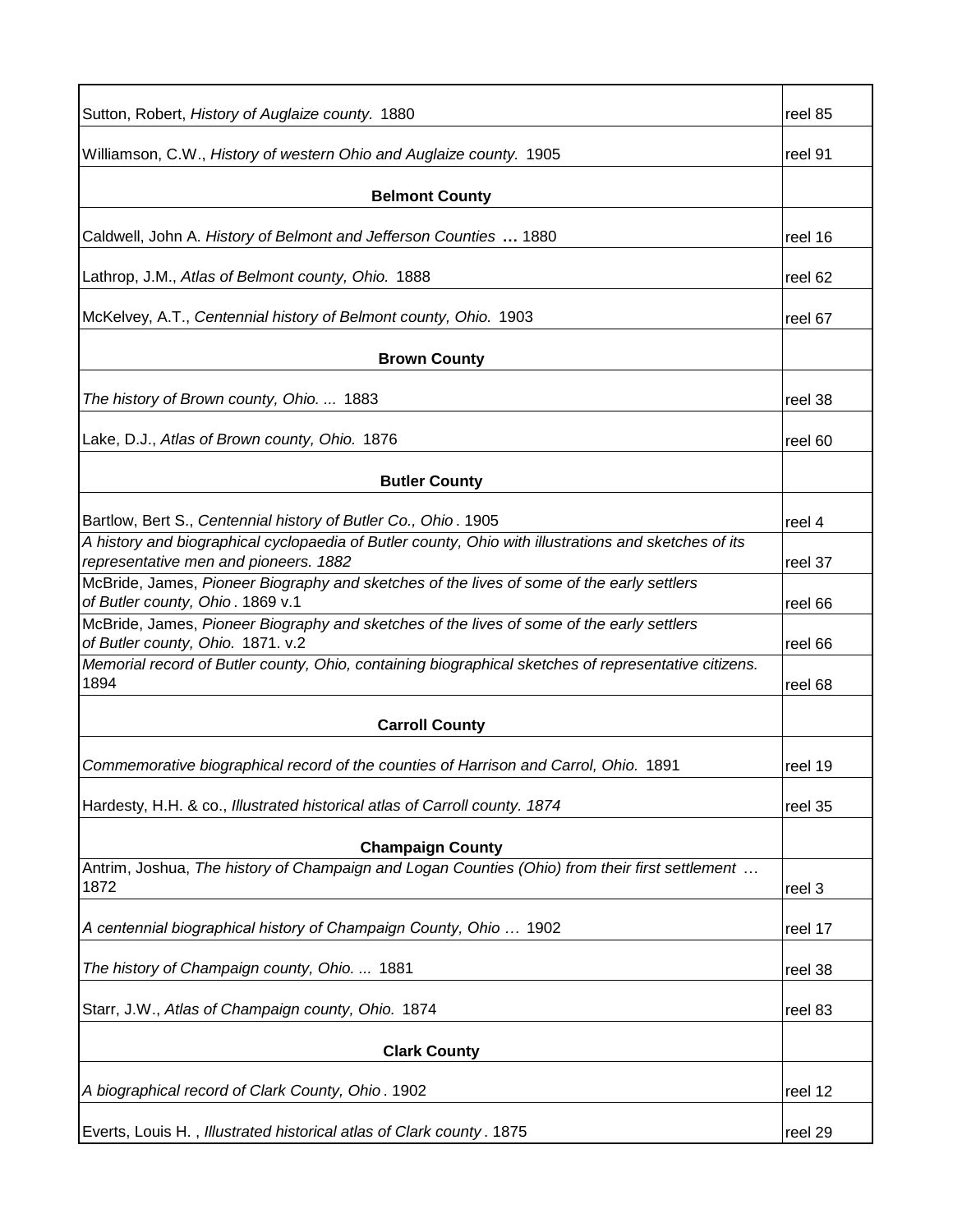| | |
|---|---|
| Sutton, Robert, *History of Auglaize county.* 1880 | reel 85 |
| Williamson, C.W., *History of western Ohio and Auglaize county.* 1905 | reel 91 |
| **Belmont County** | |
| Caldwell, John A. *History of Belmont and Jefferson Counties* **…** 1880 | reel 16 |
| Lathrop, J.M., *Atlas of Belmont county, Ohio.* 1888 | reel 62 |
| McKelvey, A.T., *Centennial history of Belmont county, Ohio.* 1903 | reel 67 |
| **Brown County** | |
| *The history of Brown county, Ohio. ...* 1883 | reel 38 |
| Lake, D.J., *Atlas of Brown county, Ohio.* 1876 | reel 60 |
| **Butler County** | |
| Bartlow, Bert S., *Centennial history of Butler Co., Ohio*. 1905 | reel 4 |
| *A history and biographical cyclopaedia of Butler county, Ohio with illustrations and sketches of its representative men and pioneers. 1882* | reel 37 |
| McBride, James, *Pioneer Biography and sketches of the lives of some of the early settlers of Butler county, Ohio*. 1869 v.1 | reel 66 |
| McBride, James, *Pioneer Biography and sketches of the lives of some of the early settlers of Butler county, Ohio.* 1871. v.2 | reel 66 |
| *Memorial record of Butler county, Ohio, containing biographical sketches of representative citizens.* 1894 | reel 68 |
| **Carroll County** | |
| *Commemorative biographical record of the counties of Harrison and Carrol, Ohio.* 1891 | reel 19 |
| Hardesty, H.H. & co., *Illustrated historical atlas of Carroll county. 1874* | reel 35 |
| **Champaign County** | |
| Antrim, Joshua, *The history of Champaign and Logan Counties (Ohio) from their first settlement* … 1872 | reel 3 |
| *A centennial biographical history of Champaign County, Ohio* … 1902 | reel 17 |
| *The history of Champaign county, Ohio. ...* 1881 | reel 38 |
| Starr, J.W., *Atlas of Champaign county, Ohio.* 1874 | reel 83 |
| **Clark County** | |
| *A biographical record of Clark County, Ohio*. 1902 | reel 12 |
| Everts, Louis H. , *Illustrated historical atlas of Clark county*. 1875 | reel 29 |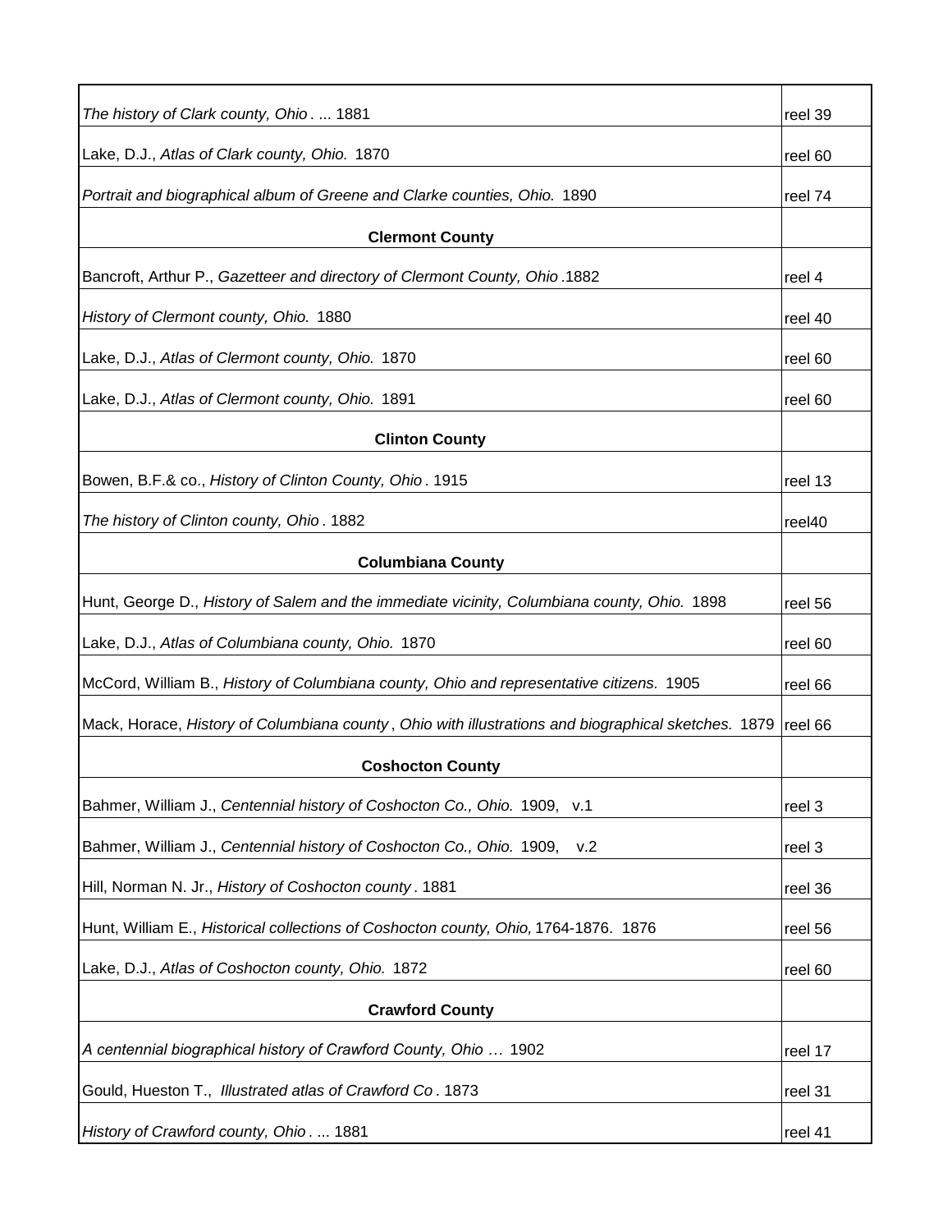| | |
|---|---|
| *The history of Clark county, Ohio* . ... 1881 | reel 39 |
| Lake, D.J., *Atlas of Clark county, Ohio.* 1870 | reel 60 |
| *Portrait and biographical album of Greene and Clarke counties, Ohio.* 1890 | reel 74 |
| **Clermont County** | |
| Bancroft, Arthur P., *Gazetteer and directory of Clermont County, Ohio* .1882 | reel 4 |
| *History of Clermont county, Ohio.* 1880 | reel 40 |
| Lake, D.J., *Atlas of Clermont county, Ohio.* 1870 | reel 60 |
| Lake, D.J., *Atlas of Clermont county, Ohio.* 1891 | reel 60 |
| **Clinton County** | |
| Bowen, B.F.& co., *History of Clinton County, Ohio* . 1915 | reel 13 |
| *The history of Clinton county, Ohio* . 1882 | reel40 |
| **Columbiana County** | |
| Hunt, George D., *History of Salem and the immediate vicinity, Columbiana county, Ohio.* 1898 | reel 56 |
| Lake, D.J., *Atlas of Columbiana county, Ohio.* 1870 | reel 60 |
| McCord, William B., *History of Columbiana county, Ohio and representative citizens.* 1905 | reel 66 |
| Mack, Horace, *History of Columbiana county* , *Ohio with illustrations and biographical sketches.* 1879 | reel 66 |
| **Coshocton County** | |
| Bahmer, William J., *Centennial history of Coshocton Co., Ohio.* 1909, v.1 | reel 3 |
| Bahmer, William J., *Centennial history of Coshocton Co., Ohio.* 1909, v.2 | reel 3 |
| Hill, Norman N. Jr., *History of Coshocton county* . 1881 | reel 36 |
| Hunt, William E., *Historical collections of Coshocton county, Ohio,* 1764-1876. 1876 | reel 56 |
| Lake, D.J., *Atlas of Coshocton county, Ohio.* 1872 | reel 60 |
| **Crawford County** | |
| *A centennial biographical history of Crawford County, Ohio …* 1902 | reel 17 |
| Gould, Hueston T., *Illustrated atlas of Crawford Co* . 1873 | reel 31 |
| *History of Crawford county, Ohio* . ... 1881 | reel 41 |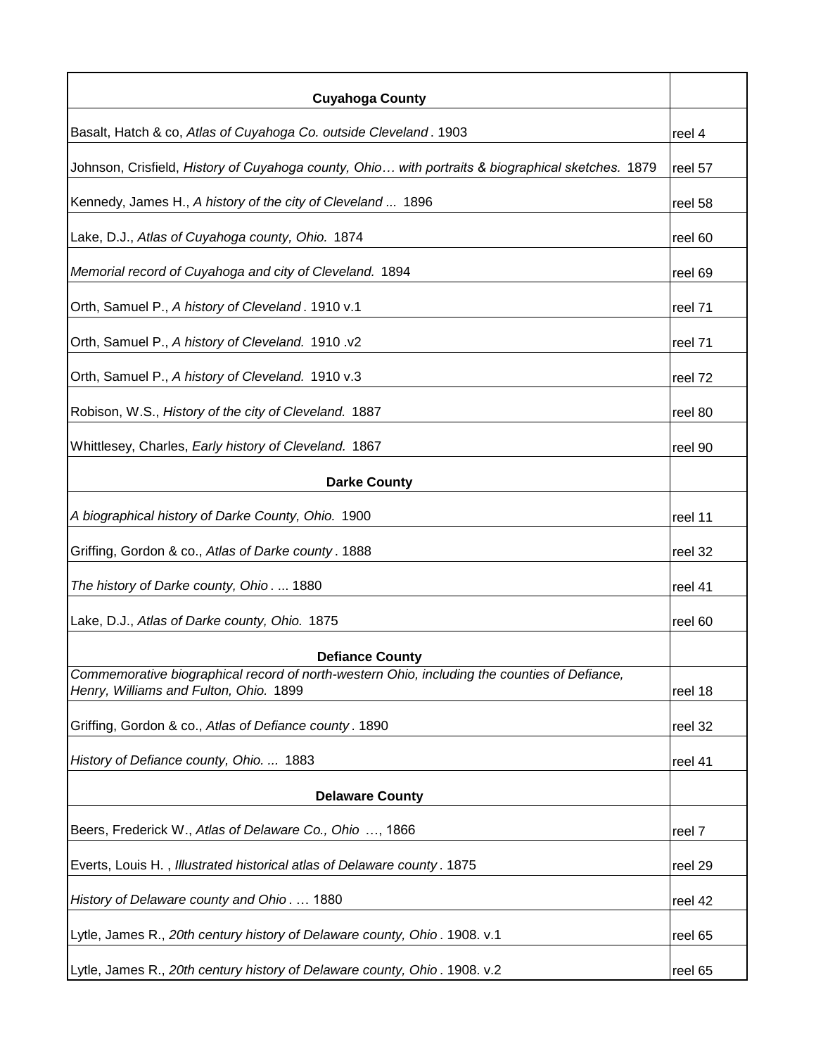| Cuyahoga County | |
|---|---|
| Basalt, Hatch & co, *Atlas of Cuyahoga Co. outside Cleveland*. 1903 | reel 4 |
| Johnson, Crisfield, *History of Cuyahoga county, Ohio… with portraits & biographical sketches.* 1879 | reel 57 |
| Kennedy, James H., *A history of the city of Cleveland ...* 1896 | reel 58 |
| Lake, D.J., *Atlas of Cuyahoga county, Ohio.* 1874 | reel 60 |
| *Memorial record of Cuyahoga and city of Cleveland.* 1894 | reel 69 |
| Orth, Samuel P., *A history of Cleveland*. 1910 v.1 | reel 71 |
| Orth, Samuel P., *A history of Cleveland.* 1910 .v2 | reel 71 |
| Orth, Samuel P., *A history of Cleveland.* 1910 v.3 | reel 72 |
| Robison, W.S., *History of the city of Cleveland.* 1887 | reel 80 |
| Whittlesey, Charles, *Early history of Cleveland.* 1867 | reel 90 |
| **Darke County** | |
| *A biographical history of Darke County, Ohio.* 1900 | reel 11 |
| Griffing, Gordon & co., *Atlas of Darke county*. 1888 | reel 32 |
| *The history of Darke county, Ohio*. ... 1880 | reel 41 |
| Lake, D.J., *Atlas of Darke county, Ohio.* 1875 | reel 60 |
| **Defiance County** | |
| *Commemorative biographical record of north-western Ohio, including the counties of Defiance, Henry, Williams and Fulton, Ohio.* 1899 | reel 18 |
| Griffing, Gordon & co., *Atlas of Defiance county*. 1890 | reel 32 |
| *History of Defiance county, Ohio. ...* 1883 | reel 41 |
| **Delaware County** | |
| Beers, Frederick W., *Atlas of Delaware Co., Ohio* …, 1866 | reel 7 |
| Everts, Louis H. , *Illustrated historical atlas of Delaware county*. 1875 | reel 29 |
| *History of Delaware county and Ohio*. … 1880 | reel 42 |
| Lytle, James R., *20th century history of Delaware county, Ohio*. 1908. v.1 | reel 65 |
| Lytle, James R., *20th century history of Delaware county, Ohio*. 1908. v.2 | reel 65 |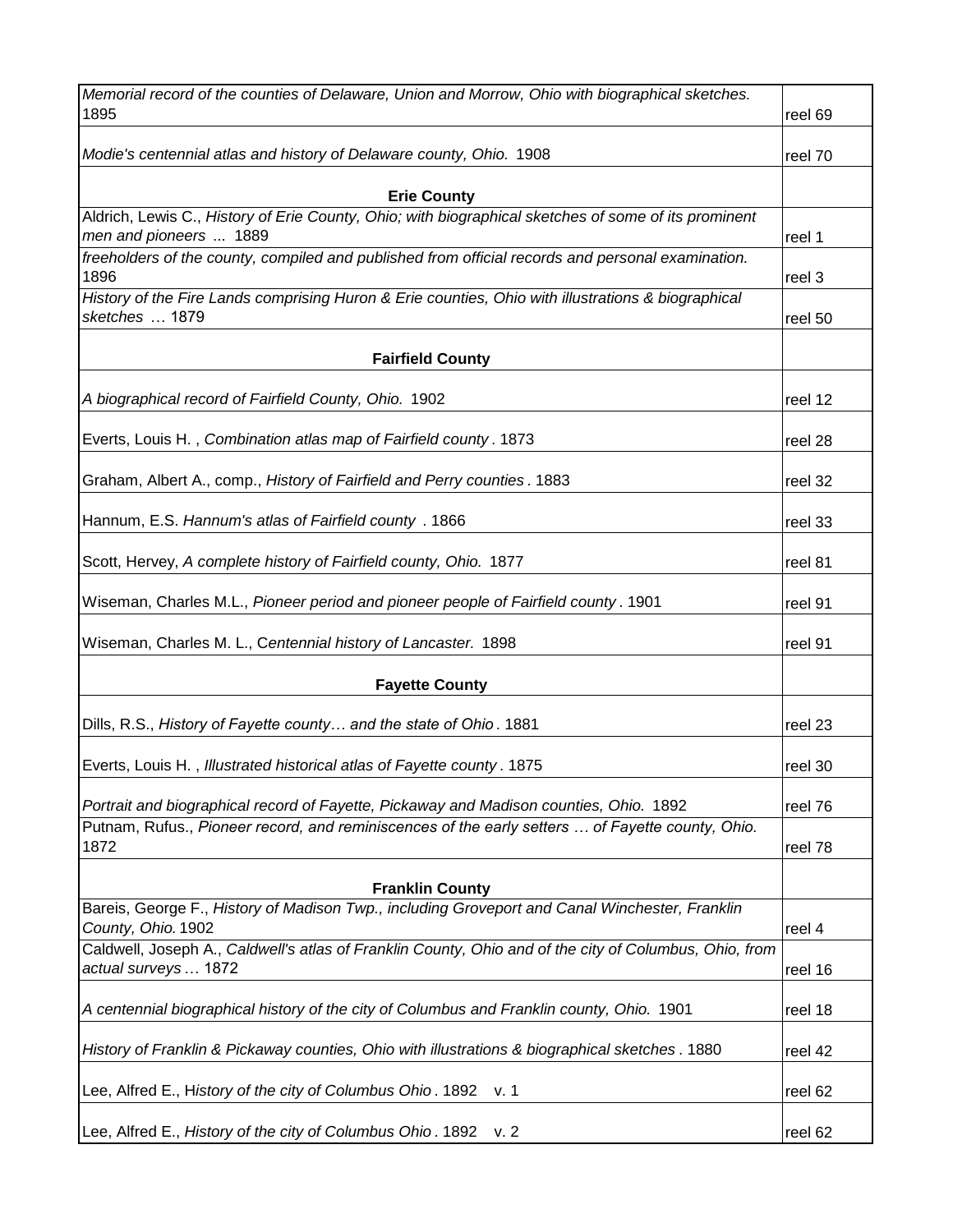| | |
|---|---|
| *Memorial record of the counties of Delaware, Union and Morrow, Ohio with biographical sketches.* 1895 | reel 69 |
| *Modie's centennial atlas and history of Delaware county, Ohio.* 1908 | reel 70 |
| **Erie County** | |
| Aldrich, Lewis C., *History of Erie County, Ohio; with biographical sketches of some of its prominent men and pioneers* ... 1889 | reel 1 |
| *freeholders of the county, compiled and published from official records and personal examination.* 1896 | reel 3 |
| *History of the Fire Lands comprising Huron & Erie counties, Ohio with illustrations & biographical sketches* … 1879 | reel 50 |
| **Fairfield County** | |
| *A biographical record of Fairfield County, Ohio.* 1902 | reel 12 |
| Everts, Louis H. , *Combination atlas map of Fairfield county* . 1873 | reel 28 |
| Graham, Albert A., comp., *History of Fairfield and Perry counties* . 1883 | reel 32 |
| Hannum, E.S. *Hannum's atlas of Fairfield county* . 1866 | reel 33 |
| Scott, Hervey, *A complete history of Fairfield county, Ohio.* 1877 | reel 81 |
| Wiseman, Charles M.L., *Pioneer period and pioneer people of Fairfield county* . 1901 | reel 91 |
| Wiseman, Charles M. L., C*entennial history of Lancaster.* 1898 | reel 91 |
| **Fayette County** | |
| Dills, R.S., *History of Fayette county… and the state of Ohio* . 1881 | reel 23 |
| Everts, Louis H. , *Illustrated historical atlas of Fayette county* . 1875 | reel 30 |
| *Portrait and biographical record of Fayette, Pickaway and Madison counties, Ohio.* 1892 | reel 76 |
| Putnam, Rufus., *Pioneer record, and reminiscences of the early setters … of Fayette county, Ohio.* 1872 | reel 78 |
| **Franklin County** | |
| Bareis, George F., *History of Madison Twp., including Groveport and Canal Winchester, Franklin County, Ohio.* 1902 | reel 4 |
| Caldwell, Joseph A., *Caldwell's atlas of Franklin County, Ohio and of the city of Columbus, Ohio, from actual surveys* … 1872 | reel 16 |
| *A centennial biographical history of the city of Columbus and Franklin county, Ohio.* 1901 | reel 18 |
| *History of Franklin & Pickaway counties, Ohio with illustrations & biographical sketches* . 1880 | reel 42 |
| Lee, Alfred E., H*istory of the city of Columbus Ohio* . 1892 v. 1 | reel 62 |
| Lee, Alfred E., *History of the city of Columbus Ohio* . 1892 v. 2 | reel 62 |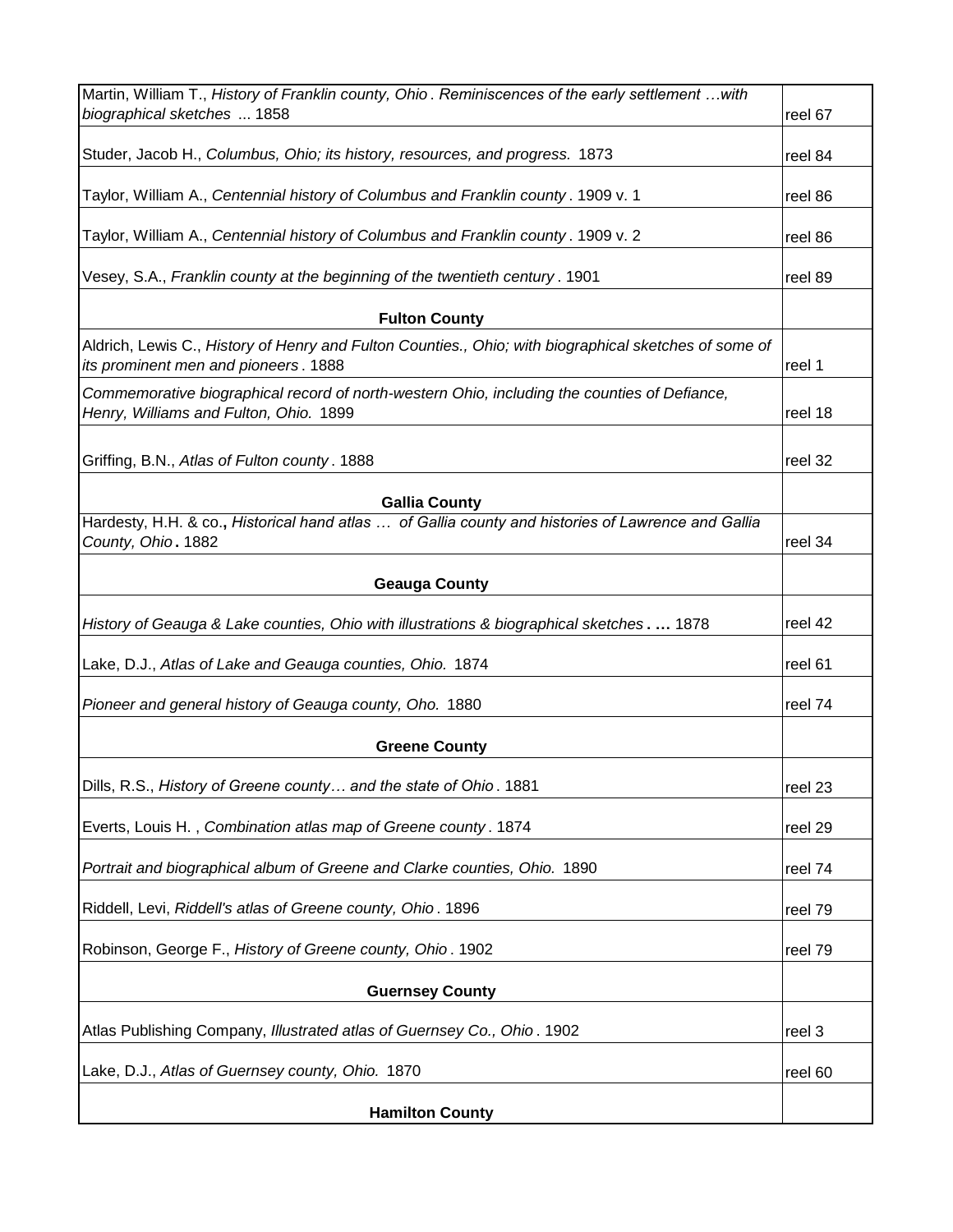| | |
|---|---|
| Martin, William T., *History of Franklin county, Ohio . Reminiscences of the early settlement …with biographical sketches* ... 1858 | reel 67 |
| Studer, Jacob H., *Columbus, Ohio; its history, resources, and progress.* 1873 | reel 84 |
| Taylor, William A., *Centennial history of Columbus and Franklin county* . 1909 v. 1 | reel 86 |
| Taylor, William A., *Centennial history of Columbus and Franklin county* . 1909 v. 2 | reel 86 |
| Vesey, S.A., *Franklin county at the beginning of the twentieth century* . 1901 | reel 89 |
| **Fulton County** | |
| Aldrich, Lewis C., *History of Henry and Fulton Counties., Ohio; with biographical sketches of some of its prominent men and pioneers* . 1888 | reel 1 |
| *Commemorative biographical record of north-western Ohio, including the counties of Defiance, Henry, Williams and Fulton, Ohio.* 1899 | reel 18 |
| Griffing, B.N., *Atlas of Fulton county* . 1888 | reel 32 |
| **Gallia County** | |
| Hardesty, H.H. & co.**,** *Historical hand atlas … of Gallia county and histories of Lawrence and Gallia County, Ohio* **.** 1882 | reel 34 |
| **Geauga County** | |
| *History of Geauga & Lake counties, Ohio with illustrations & biographical sketches* **. …** 1878 | reel 42 |
| Lake, D.J., *Atlas of Lake and Geauga counties, Ohio.* 1874 | reel 61 |
| *Pioneer and general history of Geauga county, Oho.* 1880 | reel 74 |
| **Greene County** | |
| Dills, R.S., *History of Greene county… and the state of Ohio* . 1881 | reel 23 |
| Everts, Louis H. , *Combination atlas map of Greene county* . 1874 | reel 29 |
| *Portrait and biographical album of Greene and Clarke counties, Ohio.* 1890 | reel 74 |
| Riddell, Levi, *Riddell's atlas of Greene county, Ohio* . 1896 | reel 79 |
| Robinson, George F., *History of Greene county, Ohio* . 1902 | reel 79 |
| **Guernsey County** | |
| Atlas Publishing Company, *Illustrated atlas of Guernsey Co., Ohio* . 1902 | reel 3 |
| Lake, D.J., *Atlas of Guernsey county, Ohio.* 1870 | reel 60 |
| **Hamilton County** | |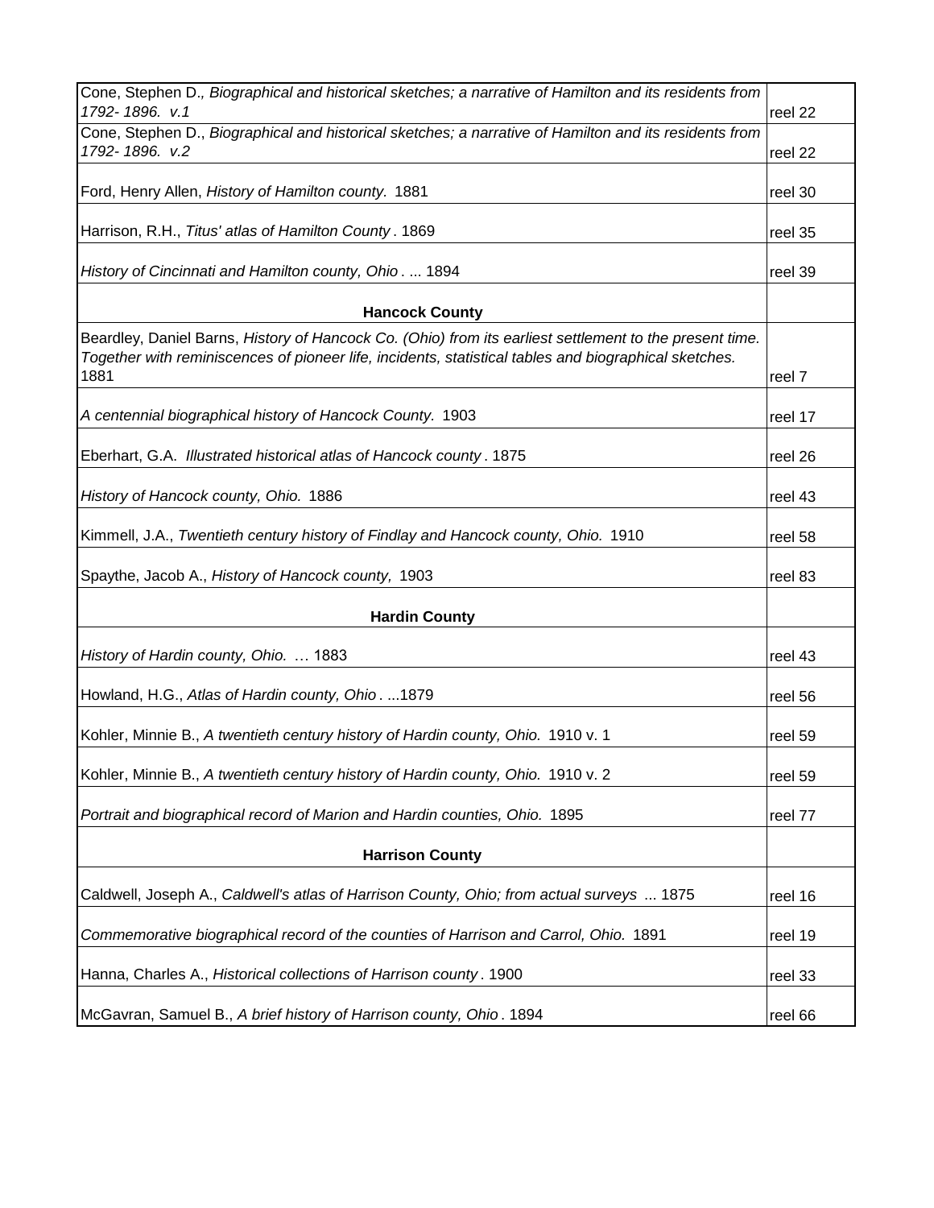| | |
|---|---|
| Cone, Stephen D., *Biographical and historical sketches; a narrative of Hamilton and its residents from 1792- 1896. v.1* | reel 22 |
| Cone, Stephen D., *Biographical and historical sketches; a narrative of Hamilton and its residents from 1792- 1896. v.2* | reel 22 |
| Ford, Henry Allen, *History of Hamilton county.* 1881 | reel 30 |
| Harrison, R.H., *Titus' atlas of Hamilton County* . 1869 | reel 35 |
| *History of Cincinnati and Hamilton county, Ohio* . ... 1894 | reel 39 |
| **Hancock County** | |
| Beardley, Daniel Barns, *History of Hancock Co. (Ohio) from its earliest settlement to the present time. Together with reminiscences of pioneer life, incidents, statistical tables and biographical sketches.* 1881 | reel 7 |
| *A centennial biographical history of Hancock County.* 1903 | reel 17 |
| Eberhart, G.A. *Illustrated historical atlas of Hancock county* . 1875 | reel 26 |
| *History of Hancock county, Ohio.* 1886 | reel 43 |
| Kimmell, J.A., *Twentieth century history of Findlay and Hancock county, Ohio.* 1910 | reel 58 |
| Spaythe, Jacob A., *History of Hancock county,* 1903 | reel 83 |
| **Hardin County** | |
| *History of Hardin county, Ohio.* … 1883 | reel 43 |
| Howland, H.G., *Atlas of Hardin county, Ohio* . ...1879 | reel 56 |
| Kohler, Minnie B., *A twentieth century history of Hardin county, Ohio.* 1910 v. 1 | reel 59 |
| Kohler, Minnie B., *A twentieth century history of Hardin county, Ohio.* 1910 v. 2 | reel 59 |
| *Portrait and biographical record of Marion and Hardin counties, Ohio.* 1895 | reel 77 |
| **Harrison County** | |
| Caldwell, Joseph A., *Caldwell's atlas of Harrison County, Ohio; from actual surveys* ... 1875 | reel 16 |
| *Commemorative biographical record of the counties of Harrison and Carrol, Ohio.* 1891 | reel 19 |
| Hanna, Charles A., *Historical collections of Harrison county* . 1900 | reel 33 |
| McGavran, Samuel B., *A brief history of Harrison county, Ohio* . 1894 | reel 66 |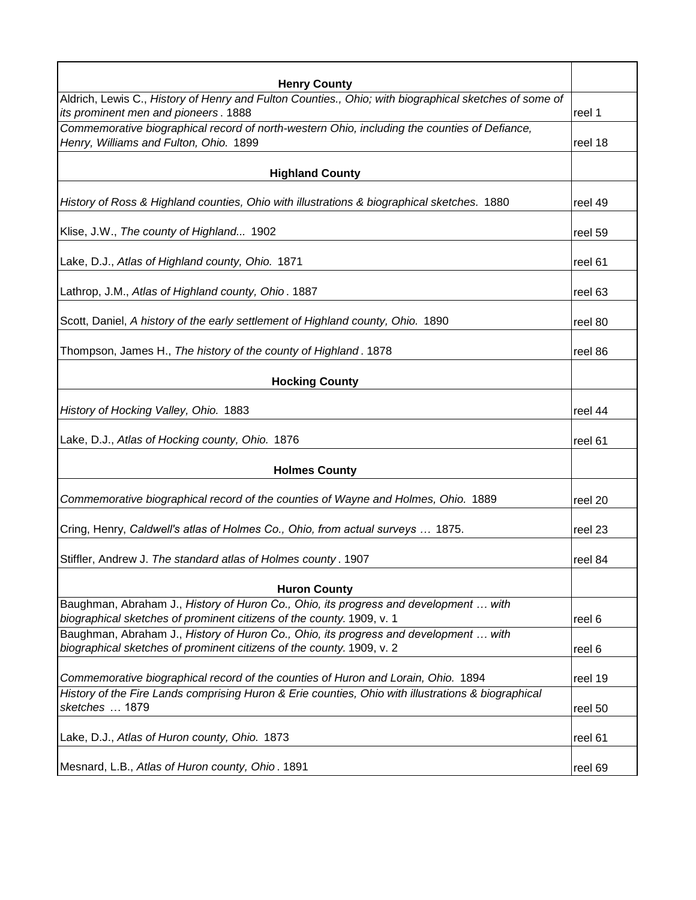| | |
|---|---|
| **Henry County** | |
| Aldrich, Lewis C., *History of Henry and Fulton Counties., Ohio; with biographical sketches of some of its prominent men and pioneers*. 1888 | reel 1 |
| *Commemorative biographical record of north-western Ohio, including the counties of Defiance, Henry, Williams and Fulton, Ohio.* 1899 | reel 18 |
| **Highland County** | |
| *History of Ross & Highland counties, Ohio with illustrations & biographical sketches.* 1880 | reel 49 |
| Klise, J.W., *The county of Highland...* 1902 | reel 59 |
| Lake, D.J., *Atlas of Highland county, Ohio.* 1871 | reel 61 |
| Lathrop, J.M., *Atlas of Highland county, Ohio*. 1887 | reel 63 |
| Scott, Daniel, *A history of the early settlement of Highland county, Ohio.* 1890 | reel 80 |
| Thompson, James H., *The history of the county of Highland*. 1878 | reel 86 |
| **Hocking County** | |
| *History of Hocking Valley, Ohio.* 1883 | reel 44 |
| Lake, D.J., *Atlas of Hocking county, Ohio.* 1876 | reel 61 |
| **Holmes County** | |
| *Commemorative biographical record of the counties of Wayne and Holmes, Ohio.* 1889 | reel 20 |
| Cring, Henry, *Caldwell's atlas of Holmes Co., Ohio, from actual surveys …* 1875. | reel 23 |
| Stiffler, Andrew J. *The standard atlas of Holmes county*. 1907 | reel 84 |
| **Huron County** | |
| Baughman, Abraham J., *History of Huron Co., Ohio, its progress and development … with biographical sketches of prominent citizens of the county.* 1909, v. 1 | reel 6 |
| Baughman, Abraham J., *History of Huron Co., Ohio, its progress and development … with biographical sketches of prominent citizens of the county.* 1909, v. 2 | reel 6 |
| *Commemorative biographical record of the counties of Huron and Lorain, Ohio.* 1894 | reel 19 |
| *History of the Fire Lands comprising Huron & Erie counties, Ohio with illustrations & biographical sketches …* 1879 | reel 50 |
| Lake, D.J., *Atlas of Huron county, Ohio.* 1873 | reel 61 |
| Mesnard, L.B., *Atlas of Huron county, Ohio*. 1891 | reel 69 |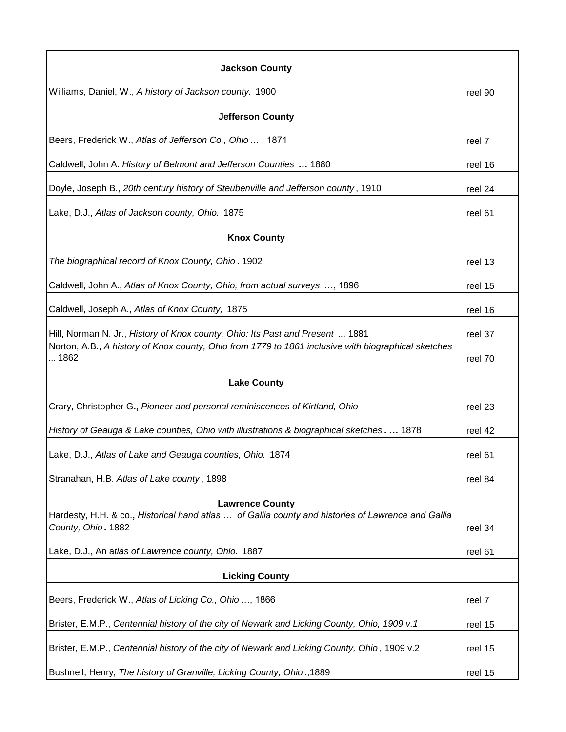| **Jackson County** | |
|---|---|
| Williams, Daniel, W., *A history of Jackson county.* 1900 | reel 90 |
| **Jefferson County** | |
| Beers, Frederick W., *Atlas of Jefferson Co., Ohio …* , 1871 | reel 7 |
| Caldwell, John A. *History of Belmont and Jefferson Counties* **…** 1880 | reel 16 |
| Doyle, Joseph B., *20th century history of Steubenville and Jefferson county* , 1910 | reel 24 |
| Lake, D.J., *Atlas of Jackson county, Ohio.* 1875 | reel 61 |
| **Knox County** | |
| *The biographical record of Knox County, Ohio* . 1902 | reel 13 |
| Caldwell, John A., *Atlas of Knox County, Ohio, from actual surveys* …, 1896 | reel 15 |
| Caldwell, Joseph A., *Atlas of Knox County,* 1875 | reel 16 |
| Hill, Norman N. Jr., *History of Knox county, Ohio: Its Past and Present* ... 1881 | reel 37 |
| Norton, A.B., *A history of Knox county, Ohio from 1779 to 1861 inclusive with biographical sketches ...* 1862 | reel 70 |
| **Lake County** | |
| Crary, Christopher G**.,** *Pioneer and personal reminiscences of Kirtland, Ohio* | reel 23 |
| *History of Geauga & Lake counties, Ohio with illustrations & biographical sketches* **. …** 1878 | reel 42 |
| Lake, D.J., *Atlas of Lake and Geauga counties, Ohio.* 1874 | reel 61 |
| Stranahan, H.B. *Atlas of Lake county* , 1898 | reel 84 |
| **Lawrence County** | |
| Hardesty, H.H. & co.**,** *Historical hand atlas … of Gallia county and histories of Lawrence and Gallia County, Ohio* **.** 1882 | reel 34 |
| Lake, D.J., An a*tlas of Lawrence county, Ohio.* 1887 | reel 61 |
| **Licking County** | |
| Beers, Frederick W., *Atlas of Licking Co., Ohio* …, 1866 | reel 7 |
| Brister, E.M.P., *Centennial history of the city of Newark and Licking County, Ohio, 1909 v.1* | reel 15 |
| Brister, E.M.P., *Centennial history of the city of Newark and Licking County, Ohio* , 1909 v.2 | reel 15 |
| Bushnell, Henry, *The history of Granville, Licking County, Ohio* .,1889 | reel 15 |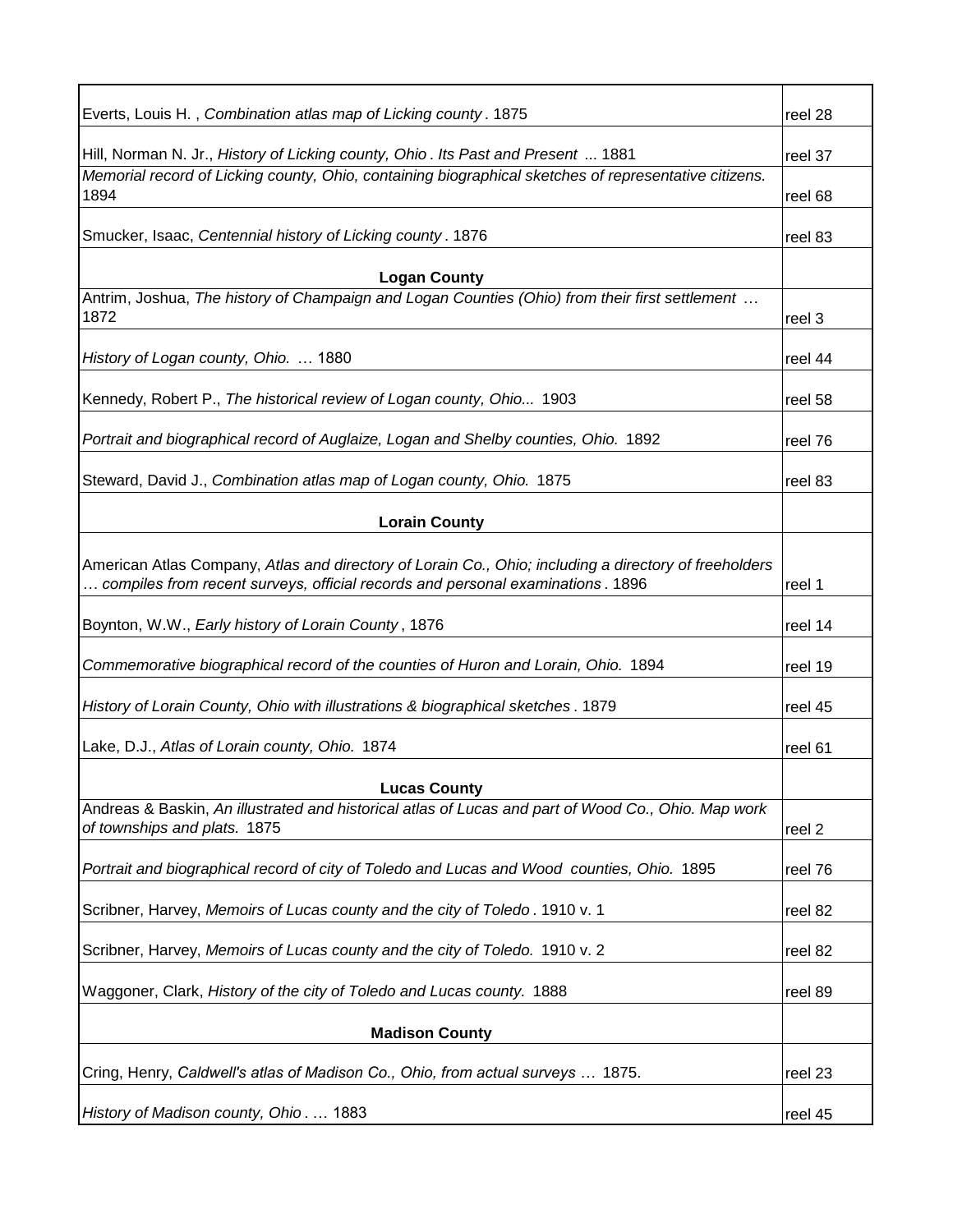| | |
|---|---|
| Everts, Louis H. , *Combination atlas map of Licking county* . 1875 | reel 28 |
| Hill, Norman N. Jr., *History of Licking county, Ohio . Its Past and Present* ... 1881 | reel 37 |
| *Memorial record of Licking county, Ohio, containing biographical sketches of representative citizens.* 1894 | reel 68 |
| Smucker, Isaac, *Centennial history of Licking county* . 1876 | reel 83 |
| **Logan County** | |
| Antrim, Joshua, *The history of Champaign and Logan Counties (Ohio) from their first settlement* … 1872 | reel 3 |
| *History of Logan county, Ohio.* … 1880 | reel 44 |
| Kennedy, Robert P., *The historical review of Logan county, Ohio...* 1903 | reel 58 |
| *Portrait and biographical record of Auglaize, Logan and Shelby counties, Ohio.* 1892 | reel 76 |
| Steward, David J., *Combination atlas map of Logan county, Ohio.* 1875 | reel 83 |
| **Lorain County** | |
| American Atlas Company, *Atlas and directory of Lorain Co., Ohio; including a directory of freeholders … compiles from recent surveys, official records and personal examinations* . 1896 | reel 1 |
| Boynton, W.W., *Early history of Lorain County* , 1876 | reel 14 |
| *Commemorative biographical record of the counties of Huron and Lorain, Ohio.* 1894 | reel 19 |
| *History of Lorain County, Ohio with illustrations & biographical sketches* . 1879 | reel 45 |
| Lake, D.J., *Atlas of Lorain county, Ohio.* 1874 | reel 61 |
| **Lucas County** | |
| Andreas & Baskin, *An illustrated and historical atlas of Lucas and part of Wood Co., Ohio. Map work of townships and plats.* 1875 | reel 2 |
| *Portrait and biographical record of city of Toledo and Lucas and Wood counties, Ohio.* 1895 | reel 76 |
| Scribner, Harvey, *Memoirs of Lucas county and the city of Toledo* . 1910 v. 1 | reel 82 |
| Scribner, Harvey, *Memoirs of Lucas county and the city of Toledo.* 1910 v. 2 | reel 82 |
| Waggoner, Clark, *History of the city of Toledo and Lucas county.* 1888 | reel 89 |
| **Madison County** | |
| Cring, Henry, *Caldwell's atlas of Madison Co., Ohio, from actual surveys* … 1875. | reel 23 |
| *History of Madison county, Ohio* . … 1883 | reel 45 |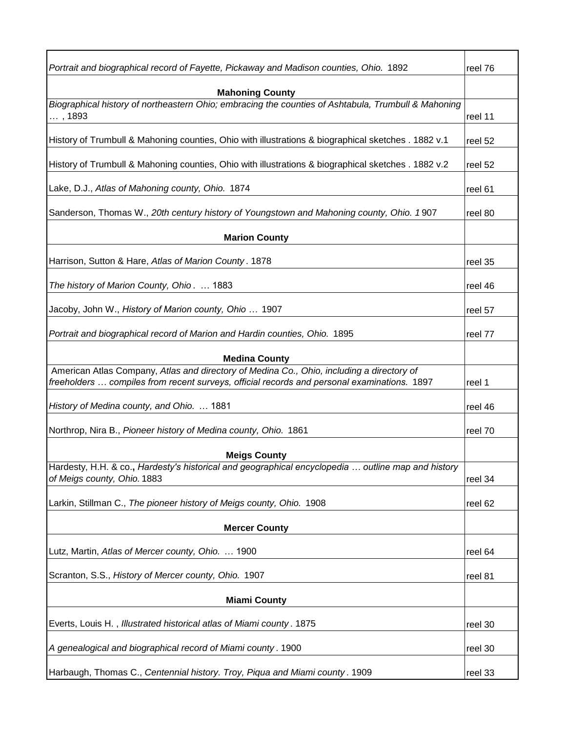| | |
|---|---|
| *Portrait and biographical record of Fayette, Pickaway and Madison counties, Ohio.* 1892 | reel 76 |
| **Mahoning County** | |
| *Biographical history of northeastern Ohio; embracing the counties of Ashtabula, Trumbull & Mahoning …* , 1893 | reel 11 |
| History of Trumbull & Mahoning counties, Ohio with illustrations & biographical sketches . 1882 v.1 | reel 52 |
| History of Trumbull & Mahoning counties, Ohio with illustrations & biographical sketches . 1882 v.2 | reel 52 |
| Lake, D.J., *Atlas of Mahoning county, Ohio.* 1874 | reel 61 |
| Sanderson, Thomas W., *20th century history of Youngstown and Mahoning county, Ohio. 1* 907 | reel 80 |
| **Marion County** | |
| Harrison, Sutton & Hare, *Atlas of Marion County* . 1878 | reel 35 |
| *The history of Marion County, Ohio* . … 1883 | reel 46 |
| Jacoby, John W., *History of Marion county, Ohio …* 1907 | reel 57 |
| *Portrait and biographical record of Marion and Hardin counties, Ohio.* 1895 | reel 77 |
| **Medina County** | |
| American Atlas Company, *Atlas and directory of Medina Co., Ohio, including a directory of freeholders … compiles from recent surveys, official records and personal examinations.* 1897 | reel 1 |
| *History of Medina county, and Ohio.* … 1881 | reel 46 |
| Northrop, Nira B., *Pioneer history of Medina county, Ohio.* 1861 | reel 70 |
| **Meigs County** | |
| Hardesty, H.H. & co**.,** *Hardesty's historical and geographical encyclopedia … outline map and history of Meigs county, Ohio.* 1883 | reel 34 |
| Larkin, Stillman C., *The pioneer history of Meigs county, Ohio.* 1908 | reel 62 |
| **Mercer County** | |
| Lutz, Martin, *Atlas of Mercer county, Ohio.* … 1900 | reel 64 |
| Scranton, S.S., *History of Mercer county, Ohio.* 1907 | reel 81 |
| **Miami County** | |
| Everts, Louis H. , *Illustrated historical atlas of Miami county* . 1875 | reel 30 |
| *A genealogical and biographical record of Miami county* . 1900 | reel 30 |
| Harbaugh, Thomas C., *Centennial history. Troy, Piqua and Miami county* . 1909 | reel 33 |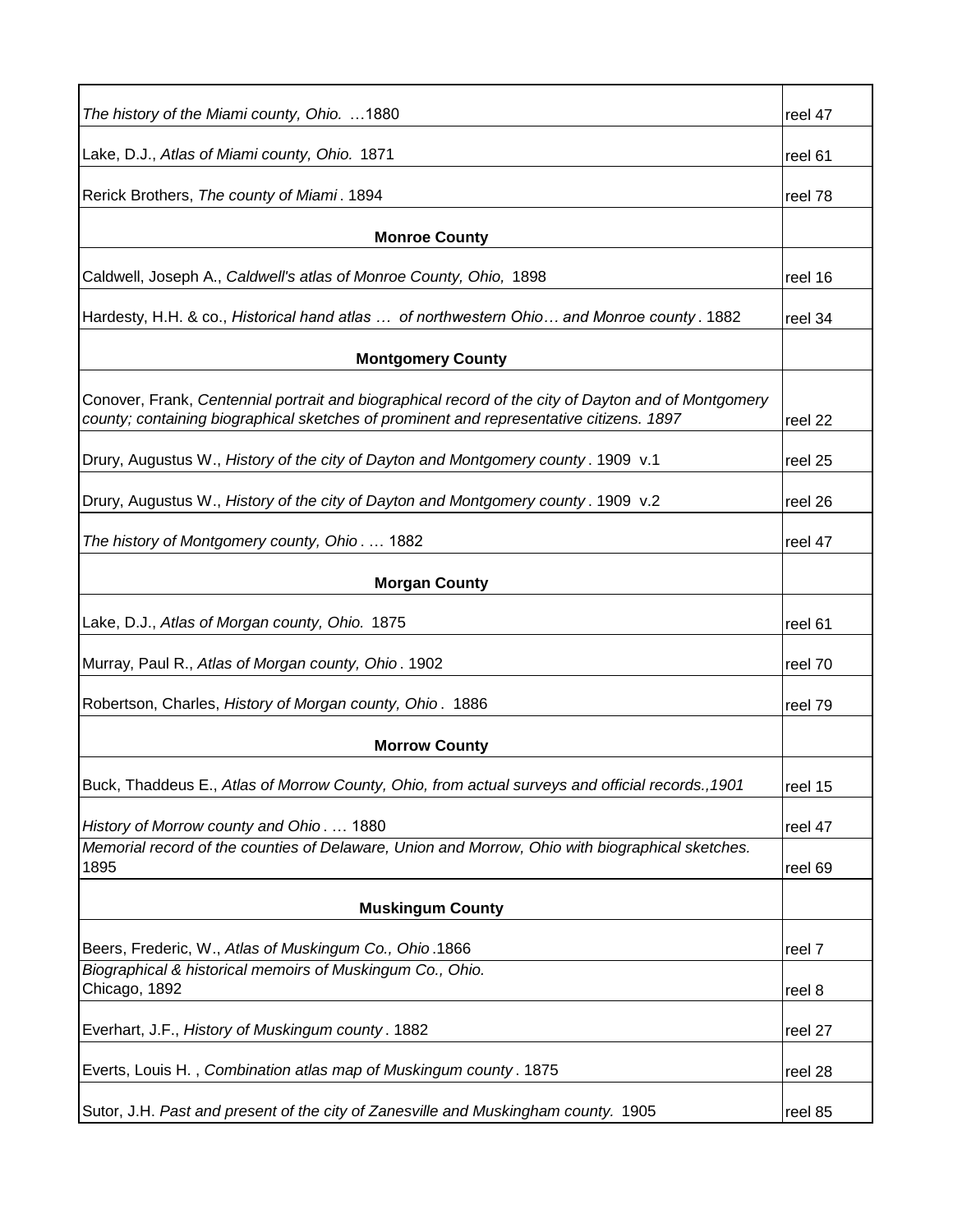| | |
|---|---|
| *The history of the Miami county, Ohio. …*1880 | reel 47 |
| Lake, D.J., *Atlas of Miami county, Ohio.* 1871 | reel 61 |
| Rerick Brothers, *The county of Miami*. 1894 | reel 78 |
| **Monroe County** | |
| Caldwell, Joseph A., *Caldwell's atlas of Monroe County, Ohio,* 1898 | reel 16 |
| Hardesty, H.H. & co., *Historical hand atlas … of northwestern Ohio… and Monroe county*. 1882 | reel 34 |
| **Montgomery County** | |
| Conover, Frank, *Centennial portrait and biographical record of the city of Dayton and of Montgomery county; containing biographical sketches of prominent and representative citizens. 1897* | reel 22 |
| Drury, Augustus W., *History of the city of Dayton and Montgomery county*. 1909 v.1 | reel 25 |
| Drury, Augustus W., *History of the city of Dayton and Montgomery county*. 1909 v.2 | reel 26 |
| *The history of Montgomery county, Ohio*. … 1882 | reel 47 |
| **Morgan County** | |
| Lake, D.J., *Atlas of Morgan county, Ohio.* 1875 | reel 61 |
| Murray, Paul R., *Atlas of Morgan county, Ohio*. 1902 | reel 70 |
| Robertson, Charles, *History of Morgan county, Ohio*. 1886 | reel 79 |
| **Morrow County** | |
| Buck, Thaddeus E., *Atlas of Morrow County, Ohio, from actual surveys and official records.,1901* | reel 15 |
| *History of Morrow county and Ohio*. … 1880 | reel 47 |
| *Memorial record of the counties of Delaware, Union and Morrow, Ohio with biographical sketches.* 1895 | reel 69 |
| **Muskingum County** | |
| Beers, Frederic, W., *Atlas of Muskingum Co., Ohio*.1866 | reel 7 |
| *Biographical & historical memoirs of Muskingum Co., Ohio.* Chicago, 1892 | reel 8 |
| Everhart, J.F., *History of Muskingum county*. 1882 | reel 27 |
| Everts, Louis H. , *Combination atlas map of Muskingum county*. 1875 | reel 28 |
| Sutor, J.H. *Past and present of the city of Zanesville and Muskingham county.* 1905 | reel 85 |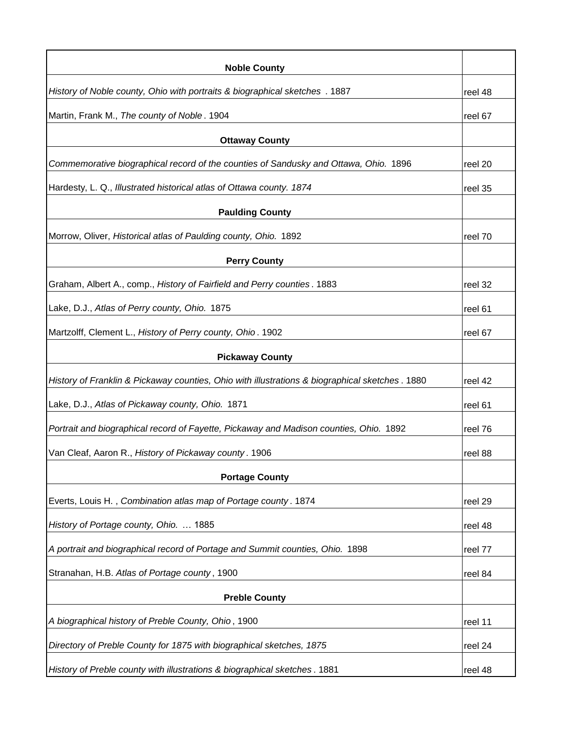| **Noble County** | |
|---|---|
| *History of Noble county, Ohio with portraits & biographical sketches* . 1887 | reel 48 |
| Martin, Frank M., *The county of Noble* . 1904 | reel 67 |
| **Ottaway County** | |
| *Commemorative biographical record of the counties of Sandusky and Ottawa, Ohio.* 1896 | reel 20 |
| Hardesty, L. Q., *Illustrated historical atlas of Ottawa county. 1874* | reel 35 |
| **Paulding County** | |
| Morrow, Oliver, *Historical atlas of Paulding county, Ohio.* 1892 | reel 70 |
| **Perry County** | |
| Graham, Albert A., comp., *History of Fairfield and Perry counties* . 1883 | reel 32 |
| Lake, D.J., *Atlas of Perry county, Ohio.* 1875 | reel 61 |
| Martzolff, Clement L., *History of Perry county, Ohio* . 1902 | reel 67 |
| **Pickaway County** | |
| *History of Franklin & Pickaway counties, Ohio with illustrations & biographical sketches* . 1880 | reel 42 |
| Lake, D.J., *Atlas of Pickaway county, Ohio.* 1871 | reel 61 |
| *Portrait and biographical record of Fayette, Pickaway and Madison counties, Ohio.* 1892 | reel 76 |
| Van Cleaf, Aaron R., *History of Pickaway county* . 1906 | reel 88 |
| **Portage County** | |
| Everts, Louis H. , *Combination atlas map of Portage county* . 1874 | reel 29 |
| *History of Portage county, Ohio.* … 1885 | reel 48 |
| *A portrait and biographical record of Portage and Summit counties, Ohio.* 1898 | reel 77 |
| Stranahan, H.B. *Atlas of Portage county* , 1900 | reel 84 |
| **Preble County** | |
| *A biographical history of Preble County, Ohio* , 1900 | reel 11 |
| *Directory of Preble County for 1875 with biographical sketches, 1875* | reel 24 |
| *History of Preble county with illustrations & biographical sketches* . 1881 | reel 48 |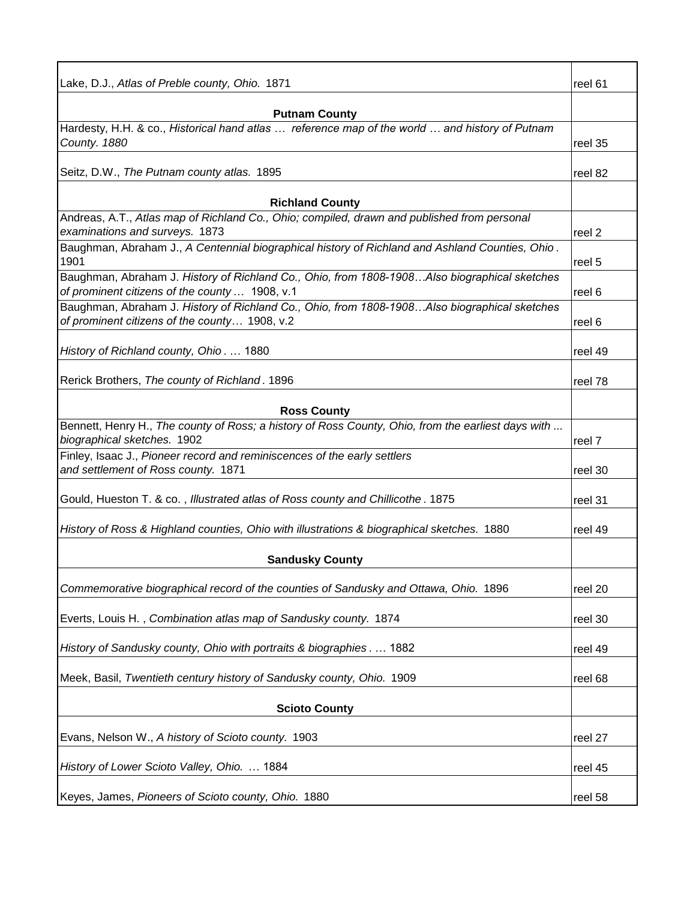| | |
|---|---|
| Lake, D.J., *Atlas of Preble county, Ohio.* 1871 | reel 61 |
| **Putnam County** | |
| Hardesty, H.H. & co., *Historical hand atlas … reference map of the world … and history of Putnam County. 1880* | reel 35 |
| Seitz, D.W., *The Putnam county atlas.* 1895 | reel 82 |
| **Richland County** | |
| Andreas, A.T., *Atlas map of Richland Co., Ohio; compiled, drawn and published from personal examinations and surveys.* 1873 | reel 2 |
| Baughman, Abraham J., *A Centennial biographical history of Richland and Ashland Counties, Ohio*. 1901 | reel 5 |
| Baughman, Abraham J. *History of Richland Co., Ohio, from 1808-1908…Also biographical sketches of prominent citizens of the county …* 1908, v.1 | reel 6 |
| Baughman, Abraham J. *History of Richland Co., Ohio, from 1808-1908…Also biographical sketches of prominent citizens of the county…* 1908, v.2 | reel 6 |
| *History of Richland county, Ohio*. … 1880 | reel 49 |
| Rerick Brothers, *The county of Richland*. 1896 | reel 78 |
| **Ross County** | |
| Bennett, Henry H., *The county of Ross; a history of Ross County, Ohio, from the earliest days with ... biographical sketches.* 1902 | reel 7 |
| Finley, Isaac J., *Pioneer record and reminiscences of the early settlers and settlement of Ross county.* 1871 | reel 30 |
| Gould, Hueston T. & co. , *Illustrated atlas of Ross county and Chillicothe*. 1875 | reel 31 |
| *History of Ross & Highland counties, Ohio with illustrations & biographical sketches.* 1880 | reel 49 |
| **Sandusky County** | |
| *Commemorative biographical record of the counties of Sandusky and Ottawa, Ohio.* 1896 | reel 20 |
| Everts, Louis H. , *Combination atlas map of Sandusky county.* 1874 | reel 30 |
| *History of Sandusky county, Ohio with portraits & biographies*. … 1882 | reel 49 |
| Meek, Basil, *Twentieth century history of Sandusky county, Ohio.* 1909 | reel 68 |
| **Scioto County** | |
| Evans, Nelson W., *A history of Scioto county.* 1903 | reel 27 |
| *History of Lower Scioto Valley, Ohio.* … 1884 | reel 45 |
| Keyes, James, *Pioneers of Scioto county, Ohio.* 1880 | reel 58 |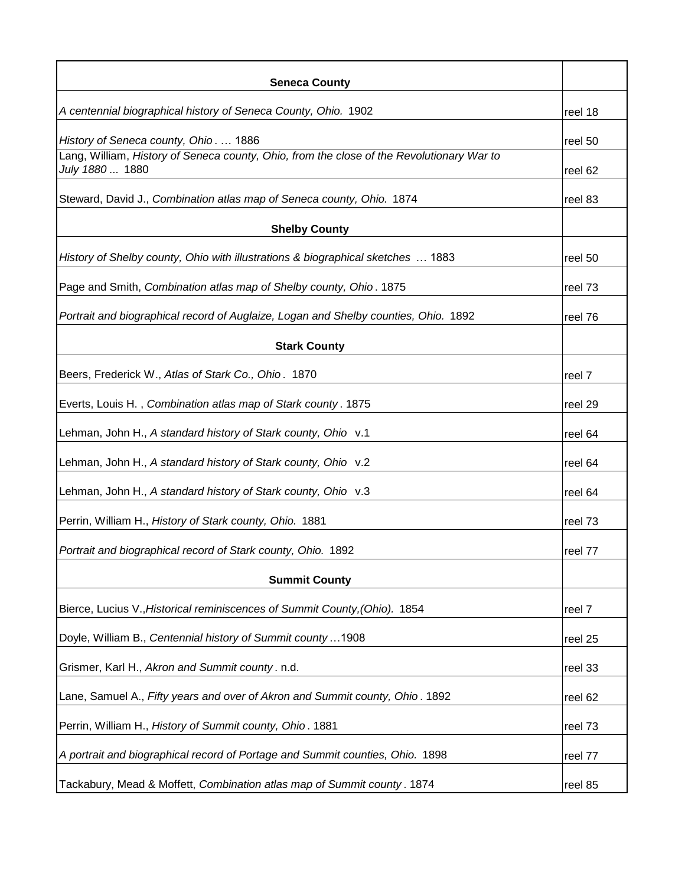| Seneca County | |
|---|---|
| *A centennial biographical history of Seneca County, Ohio.* 1902 | reel 18 |
| *History of Seneca county, Ohio* . … 1886 | reel 50 |
| Lang, William, *History of Seneca county, Ohio, from the close of the Revolutionary War to July 1880 ...* 1880 | reel 62 |
| Steward, David J., *Combination atlas map of Seneca county, Ohio.* 1874 | reel 83 |
| **Shelby County** | |
| *History of Shelby county, Ohio with illustrations & biographical sketches* … 1883 | reel 50 |
| Page and Smith, *Combination atlas map of Shelby county, Ohio* . 1875 | reel 73 |
| *Portrait and biographical record of Auglaize, Logan and Shelby counties, Ohio.* 1892 | reel 76 |
| **Stark County** | |
| Beers, Frederick W., *Atlas of Stark Co., Ohio* . 1870 | reel 7 |
| Everts, Louis H. , *Combination atlas map of Stark county* . 1875 | reel 29 |
| Lehman, John H., *A standard history of Stark county, Ohio* v.1 | reel 64 |
| Lehman, John H., *A standard history of Stark county, Ohio* v.2 | reel 64 |
| Lehman, John H., *A standard history of Stark county, Ohio* v.3 | reel 64 |
| Perrin, William H., *History of Stark county, Ohio.* 1881 | reel 73 |
| *Portrait and biographical record of Stark county, Ohio.* 1892 | reel 77 |
| **Summit County** | |
| Bierce, Lucius V.,*Historical reminiscences of Summit County,(Ohio).* 1854 | reel 7 |
| Doyle, William B., *Centennial history of Summit county* …1908 | reel 25 |
| Grismer, Karl H., *Akron and Summit county* . n.d. | reel 33 |
| Lane, Samuel A., *Fifty years and over of Akron and Summit county, Ohio* . 1892 | reel 62 |
| Perrin, William H., *History of Summit county, Ohio* . 1881 | reel 73 |
| *A portrait and biographical record of Portage and Summit counties, Ohio.* 1898 | reel 77 |
| Tackabury, Mead & Moffett, *Combination atlas map of Summit county* . 1874 | reel 85 |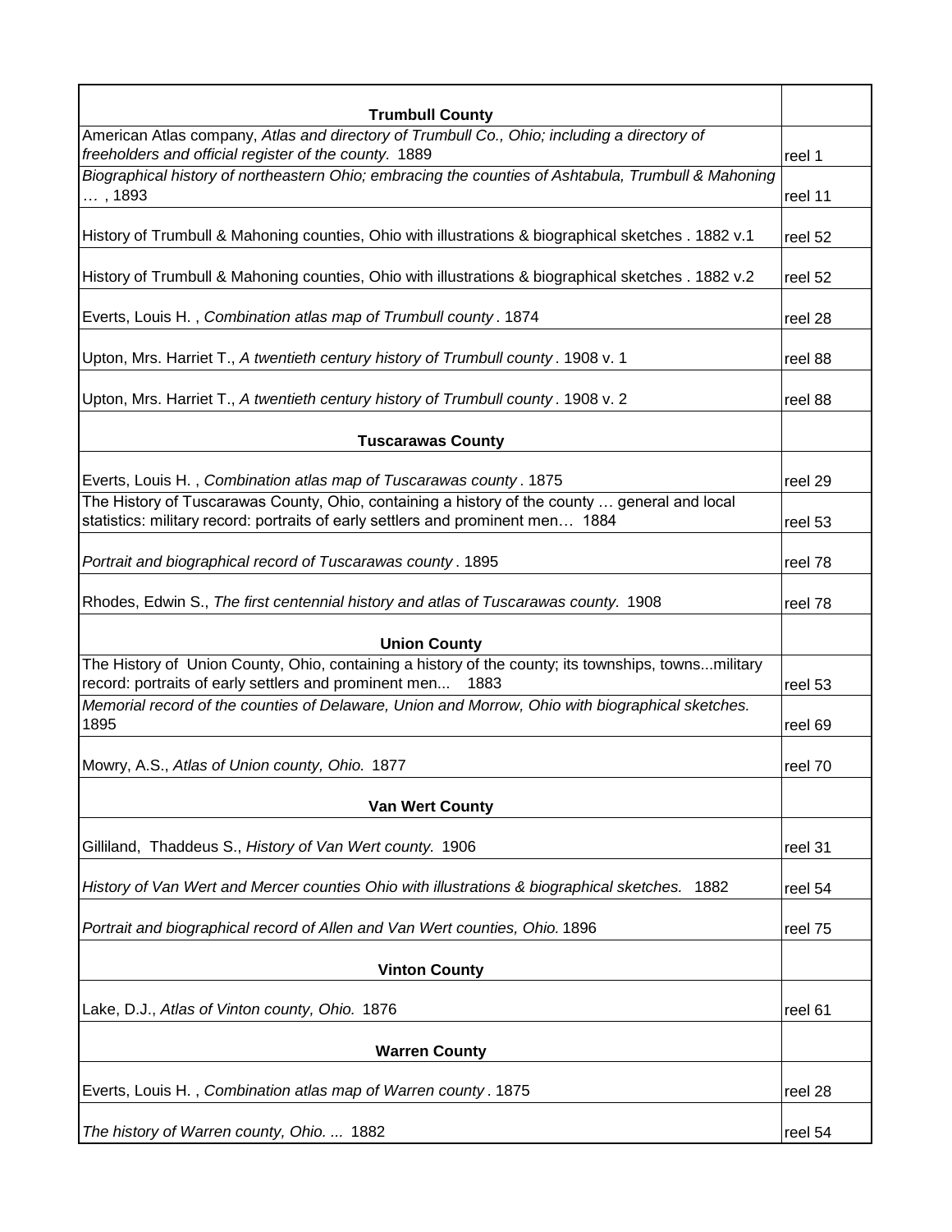| **Trumbull County** | |
|---|---|
| American Atlas company, *Atlas and directory of Trumbull Co., Ohio; including a directory of freeholders and official register of the county.* 1889 | reel 1 |
| *Biographical history of northeastern Ohio; embracing the counties of Ashtabula, Trumbull & Mahoning …* , 1893 | reel 11 |
| History of Trumbull & Mahoning counties, Ohio with illustrations & biographical sketches . 1882 v.1 | reel 52 |
| History of Trumbull & Mahoning counties, Ohio with illustrations & biographical sketches . 1882 v.2 | reel 52 |
| Everts, Louis H. , *Combination atlas map of Trumbull county* . 1874 | reel 28 |
| Upton, Mrs. Harriet T., *A twentieth century history of Trumbull county* . 1908 v. 1 | reel 88 |
| Upton, Mrs. Harriet T., *A twentieth century history of Trumbull county* . 1908 v. 2 | reel 88 |
| **Tuscarawas County** | |
| Everts, Louis H. , *Combination atlas map of Tuscarawas county* . 1875 | reel 29 |
| The History of Tuscarawas County, Ohio, containing a history of the county … general and local statistics: military record: portraits of early settlers and prominent men… 1884 | reel 53 |
| *Portrait and biographical record of Tuscarawas county* . 1895 | reel 78 |
| Rhodes, Edwin S., *The first centennial history and atlas of Tuscarawas county.* 1908 | reel 78 |
| **Union County** | |
| The History of Union County, Ohio, containing a history of the county; its townships, towns...military record: portraits of early settlers and prominent men... 1883 | reel 53 |
| *Memorial record of the counties of Delaware, Union and Morrow, Ohio with biographical sketches.* 1895 | reel 69 |
| Mowry, A.S., *Atlas of Union county, Ohio.* 1877 | reel 70 |
| **Van Wert County** | |
| Gilliland, Thaddeus S., *History of Van Wert county.* 1906 | reel 31 |
| *History of Van Wert and Mercer counties Ohio with illustrations & biographical sketches.* 1882 | reel 54 |
| *Portrait and biographical record of Allen and Van Wert counties, Ohio.* 1896 | reel 75 |
| **Vinton County** | |
| Lake, D.J., *Atlas of Vinton county, Ohio.* 1876 | reel 61 |
| **Warren County** | |
| Everts, Louis H. , *Combination atlas map of Warren county* . 1875 | reel 28 |
| *The history of Warren county, Ohio. ...* 1882 | reel 54 |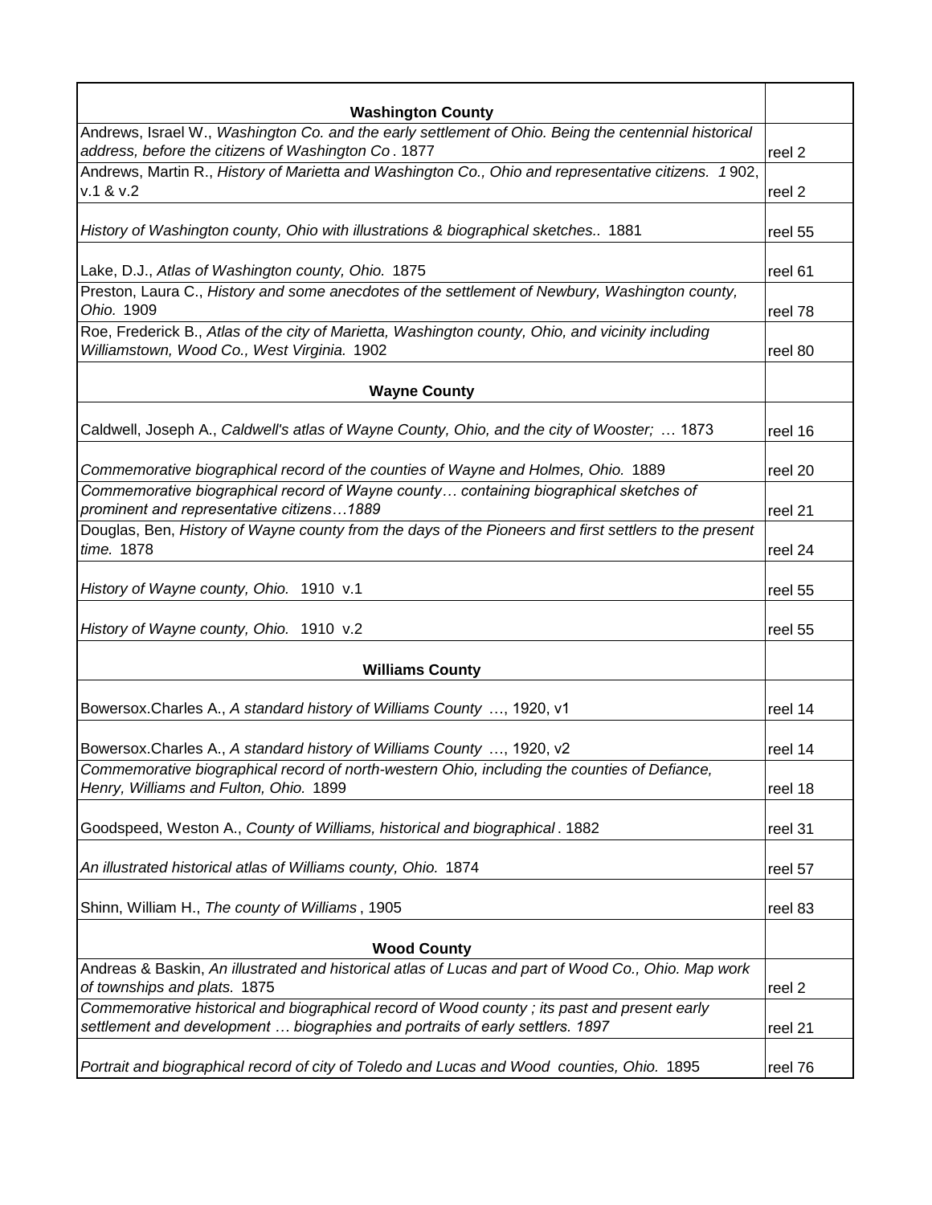| | |
|---|---|
| **Washington County** | |
| Andrews, Israel W., *Washington Co. and the early settlement of Ohio. Being the centennial historical address, before the citizens of Washington Co*. 1877 | reel 2 |
| Andrews, Martin R., *History of Marietta and Washington Co., Ohio and representative citizens. 1* 902, v.1 & v.2 | reel 2 |
| *History of Washington county, Ohio with illustrations & biographical sketches..* 1881 | reel 55 |
| Lake, D.J., *Atlas of Washington county, Ohio.* 1875 | reel 61 |
| Preston, Laura C., *History and some anecdotes of the settlement of Newbury, Washington county, Ohio.* 1909 | reel 78 |
| Roe, Frederick B., *Atlas of the city of Marietta, Washington county, Ohio, and vicinity including Williamstown, Wood Co., West Virginia.* 1902 | reel 80 |
| **Wayne County** | |
| Caldwell, Joseph A., *Caldwell's atlas of Wayne County, Ohio, and the city of Wooster; …* 1873 | reel 16 |
| *Commemorative biographical record of the counties of Wayne and Holmes, Ohio.* 1889 | reel 20 |
| *Commemorative biographical record of Wayne county… containing biographical sketches of prominent and representative citizens…1889* | reel 21 |
| Douglas, Ben, *History of Wayne county from the days of the Pioneers and first settlers to the present time.* 1878 | reel 24 |
| *History of Wayne county, Ohio.* 1910 v.1 | reel 55 |
| *History of Wayne county, Ohio.* 1910 v.2 | reel 55 |
| **Williams County** | |
| Bowersox.Charles A., *A standard history of Williams County* …, 1920, v1 | reel 14 |
| Bowersox.Charles A., *A standard history of Williams County* …, 1920, v2 | reel 14 |
| *Commemorative biographical record of north-western Ohio, including the counties of Defiance, Henry, Williams and Fulton, Ohio.* 1899 | reel 18 |
| Goodspeed, Weston A., *County of Williams, historical and biographical*. 1882 | reel 31 |
| *An illustrated historical atlas of Williams county, Ohio.* 1874 | reel 57 |
| Shinn, William H., *The county of Williams*, 1905 | reel 83 |
| **Wood County** | |
| Andreas & Baskin, *An illustrated and historical atlas of Lucas and part of Wood Co., Ohio. Map work of townships and plats.* 1875 | reel 2 |
| *Commemorative historical and biographical record of Wood county ; its past and present early settlement and development … biographies and portraits of early settlers. 1897* | reel 21 |
| *Portrait and biographical record of city of Toledo and Lucas and Wood counties, Ohio.* 1895 | reel 76 |